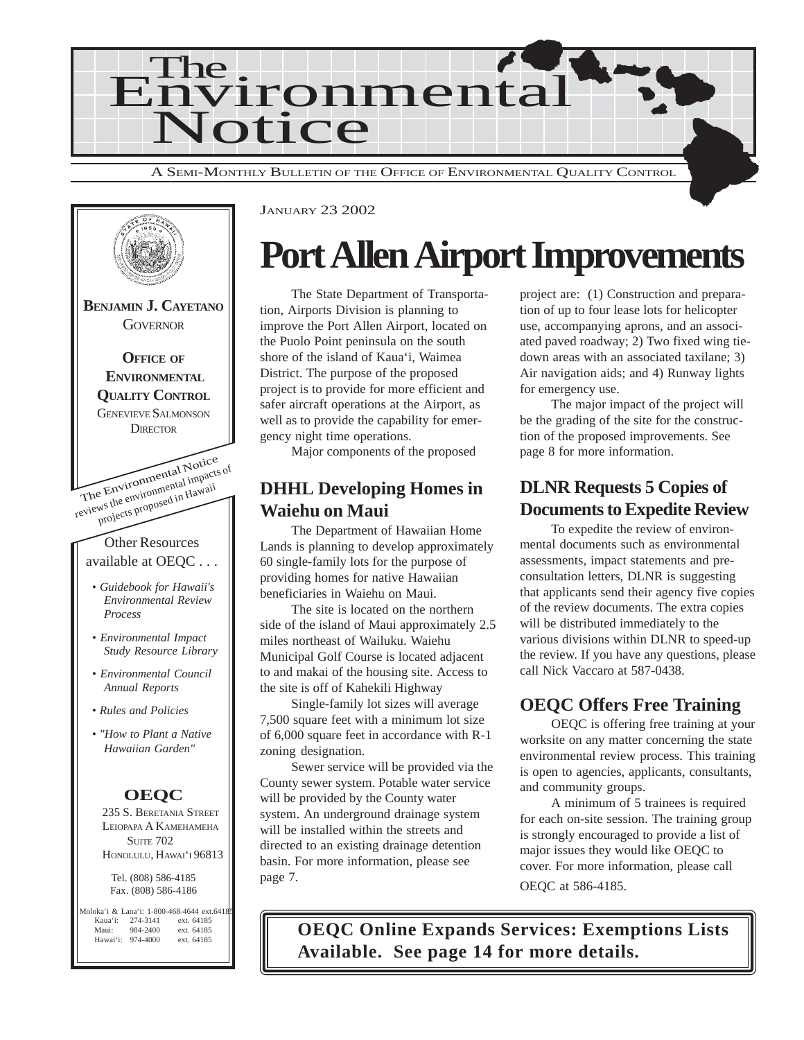# The Environmental Notice

A SEMI-MONTHLY BULLETIN OF THE OFFICE OF ENVIRONMENTAL QUALITY CONTROL

**BENJAMIN J. CAYETANO**
GOVERNOR

**OFFICE OF ENVIRONMENTAL QUALITY CONTROL**
GENEVIEVE SALMONSON
DIRECTOR

The Environmental Notice reviews the environmental impacts of projects proposed in Hawaii

Other Resources available at OEQC . . .

- *Guidebook for Hawaii's Environmental Review Process*
- *Environmental Impact Study Resource Library*
- *Environmental Council Annual Reports*
- *Rules and Policies*
- *"How to Plant a Native Hawaiian Garden"*

**OEQC**

235 S. BERETANIA STREET
LEIOPAPA A KAMEHAMEHA
SUITE 702
HONOLULU, HAWAI'I 96813

Tel. (808) 586-4185
Fax. (808) 586-4186

Moloka'i & Lana'i: 1-800-468-4644 ext.64185
Kaua'i: 274-3141 ext. 64185
Maui: 984-2400 ext. 64185
Hawai'i: 974-4000 ext. 64185

JANUARY 23 2002

# Port Allen Airport Improvements

The State Department of Transportation, Airports Division is planning to improve the Port Allen Airport, located on the Puolo Point peninsula on the south shore of the island of Kaua'i, Waimea District. The purpose of the proposed project is to provide for more efficient and safer aircraft operations at the Airport, as well as to provide the capability for emergency night time operations.

Major components of the proposed project are: (1) Construction and preparation of up to four lease lots for helicopter use, accompanying aprons, and an associated paved roadway; 2) Two fixed wing tie-down areas with an associated taxilane; 3) Air navigation aids; and 4) Runway lights for emergency use.

The major impact of the project will be the grading of the site for the construction of the proposed improvements. See page 8 for more information.

## DHHL Developing Homes in Waiehu on Maui

The Department of Hawaiian Home Lands is planning to develop approximately 60 single-family lots for the purpose of providing homes for native Hawaiian beneficiaries in Waiehu on Maui.

The site is located on the northern side of the island of Maui approximately 2.5 miles northeast of Wailuku. Waiehu Municipal Golf Course is located adjacent to and makai of the housing site. Access to the site is off of Kahekili Highway

Single-family lot sizes will average 7,500 square feet with a minimum lot size of 6,000 square feet in accordance with R-1 zoning designation.

Sewer service will be provided via the County sewer system. Potable water service will be provided by the County water system. An underground drainage system will be installed within the streets and directed to an existing drainage detention basin. For more information, please see page 7.

## DLNR Requests 5 Copies of Documents to Expedite Review

To expedite the review of environmental documents such as environmental assessments, impact statements and pre-consultation letters, DLNR is suggesting that applicants send their agency five copies of the review documents. The extra copies will be distributed immediately to the various divisions within DLNR to speed-up the review. If you have any questions, please call Nick Vaccaro at 587-0438.

## OEQC Offers Free Training

OEQC is offering free training at your worksite on any matter concerning the state environmental review process. This training is open to agencies, applicants, consultants, and community groups.

A minimum of 5 trainees is required for each on-site session. The training group is strongly encouraged to provide a list of major issues they would like OEQC to cover. For more information, please call OEQC at 586-4185.

**OEQC Online Expands Services: Exemptions Lists Available. See page 14 for more details.**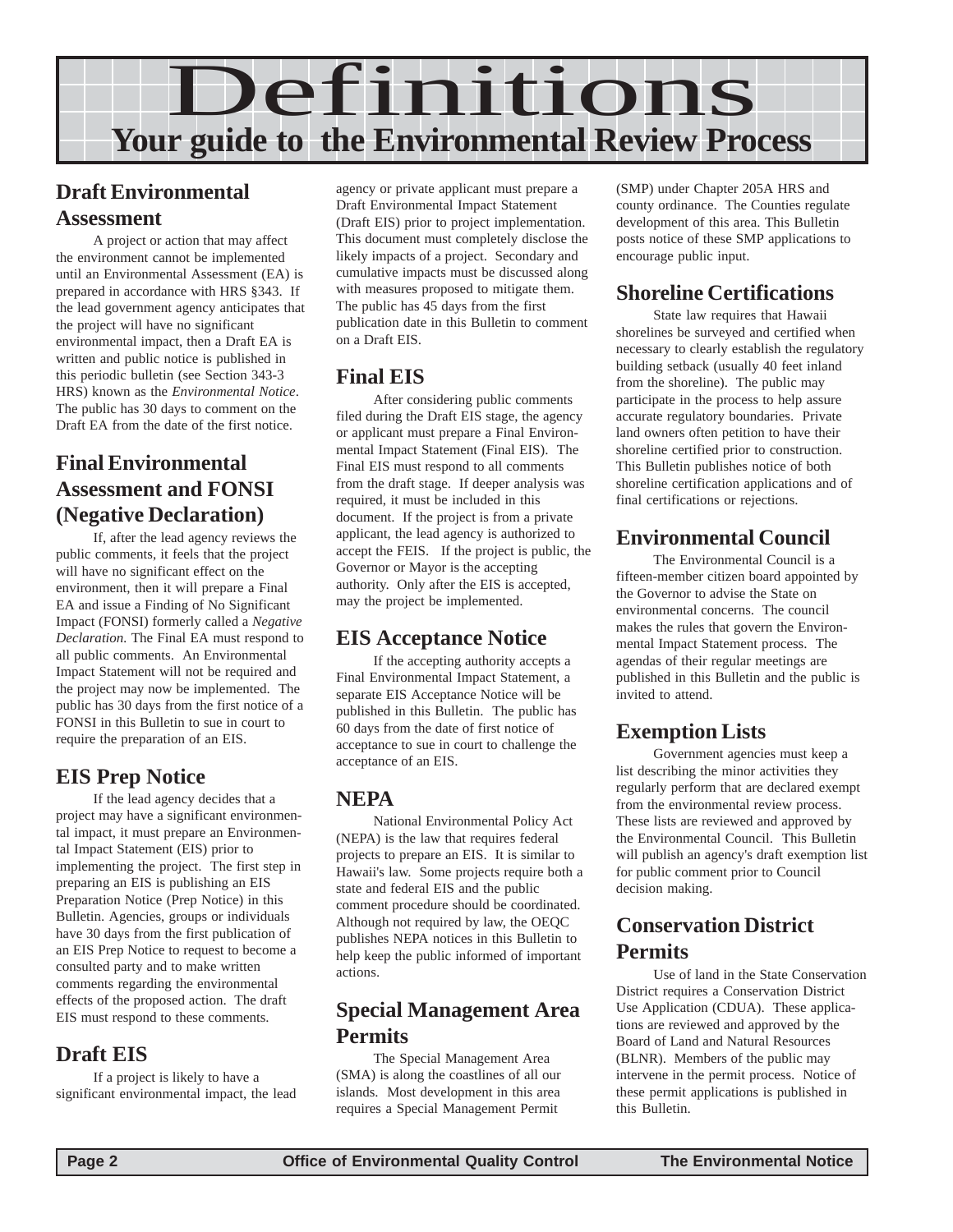# Definitions

## Your guide to the Environmental Review Process

### Draft Environmental Assessment

A project or action that may affect the environment cannot be implemented until an Environmental Assessment (EA) is prepared in accordance with HRS §343. If the lead government agency anticipates that the project will have no significant environmental impact, then a Draft EA is written and public notice is published in this periodic bulletin (see Section 343-3 HRS) known as the *Environmental Notice*. The public has 30 days to comment on the Draft EA from the date of the first notice.

### Final Environmental Assessment and FONSI (Negative Declaration)

If, after the lead agency reviews the public comments, it feels that the project will have no significant effect on the environment, then it will prepare a Final EA and issue a Finding of No Significant Impact (FONSI) formerly called a *Negative Declaration*. The Final EA must respond to all public comments. An Environmental Impact Statement will not be required and the project may now be implemented. The public has 30 days from the first notice of a FONSI in this Bulletin to sue in court to require the preparation of an EIS.

### EIS Prep Notice

If the lead agency decides that a project may have a significant environmental impact, it must prepare an Environmental Impact Statement (EIS) prior to implementing the project. The first step in preparing an EIS is publishing an EIS Preparation Notice (Prep Notice) in this Bulletin. Agencies, groups or individuals have 30 days from the first publication of an EIS Prep Notice to request to become a consulted party and to make written comments regarding the environmental effects of the proposed action. The draft EIS must respond to these comments.

### Draft EIS

If a project is likely to have a significant environmental impact, the lead agency or private applicant must prepare a Draft Environmental Impact Statement (Draft EIS) prior to project implementation. This document must completely disclose the likely impacts of a project. Secondary and cumulative impacts must be discussed along with measures proposed to mitigate them. The public has 45 days from the first publication date in this Bulletin to comment on a Draft EIS.

### Final EIS

After considering public comments filed during the Draft EIS stage, the agency or applicant must prepare a Final Environmental Impact Statement (Final EIS). The Final EIS must respond to all comments from the draft stage. If deeper analysis was required, it must be included in this document. If the project is from a private applicant, the lead agency is authorized to accept the FEIS. If the project is public, the Governor or Mayor is the accepting authority. Only after the EIS is accepted, may the project be implemented.

### EIS Acceptance Notice

If the accepting authority accepts a Final Environmental Impact Statement, a separate EIS Acceptance Notice will be published in this Bulletin. The public has 60 days from the date of first notice of acceptance to sue in court to challenge the acceptance of an EIS.

### NEPA

National Environmental Policy Act (NEPA) is the law that requires federal projects to prepare an EIS. It is similar to Hawaii's law. Some projects require both a state and federal EIS and the public comment procedure should be coordinated. Although not required by law, the OEQC publishes NEPA notices in this Bulletin to help keep the public informed of important actions.

### Special Management Area Permits

The Special Management Area (SMA) is along the coastlines of all our islands. Most development in this area requires a Special Management Permit (SMP) under Chapter 205A HRS and county ordinance. The Counties regulate development of this area. This Bulletin posts notice of these SMP applications to encourage public input.

### Shoreline Certifications

State law requires that Hawaii shorelines be surveyed and certified when necessary to clearly establish the regulatory building setback (usually 40 feet inland from the shoreline). The public may participate in the process to help assure accurate regulatory boundaries. Private land owners often petition to have their shoreline certified prior to construction. This Bulletin publishes notice of both shoreline certification applications and of final certifications or rejections.

### Environmental Council

The Environmental Council is a fifteen-member citizen board appointed by the Governor to advise the State on environmental concerns. The council makes the rules that govern the Environmental Impact Statement process. The agendas of their regular meetings are published in this Bulletin and the public is invited to attend.

### Exemption Lists

Government agencies must keep a list describing the minor activities they regularly perform that are declared exempt from the environmental review process. These lists are reviewed and approved by the Environmental Council. This Bulletin will publish an agency's draft exemption list for public comment prior to Council decision making.

### Conservation District Permits

Use of land in the State Conservation District requires a Conservation District Use Application (CDUA). These applications are reviewed and approved by the Board of Land and Natural Resources (BLNR). Members of the public may intervene in the permit process. Notice of these permit applications is published in this Bulletin.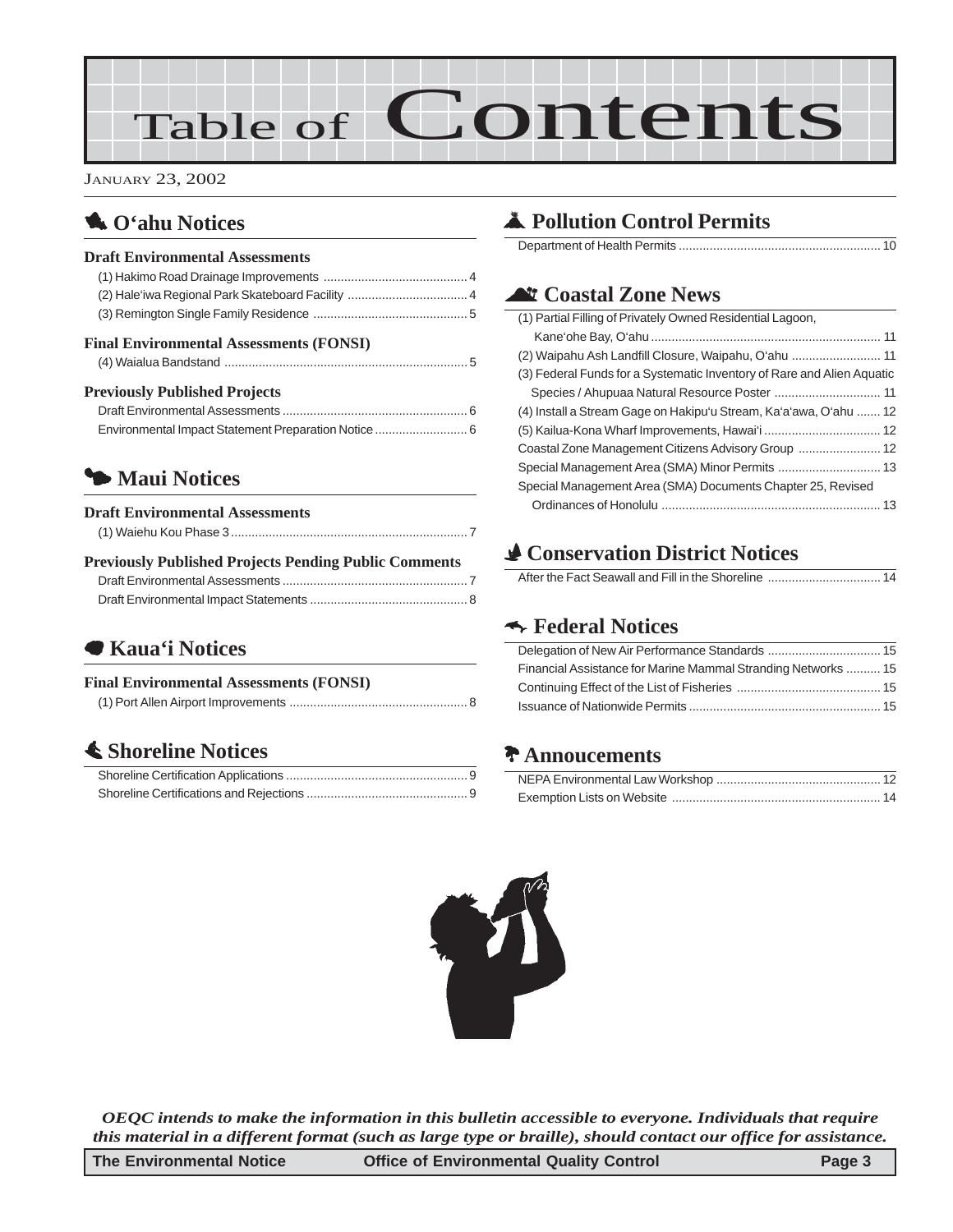# Table of Contents

JANUARY 23, 2002

## O'ahu Notices

### Draft Environmental Assessments

(1) Hakimo Road Drainage Improvements .......... 4
(2) Hale'iwa Regional Park Skateboard Facility .......... 4
(3) Remington Single Family Residence .......... 5

### Final Environmental Assessments (FONSI)

(4) Waialua Bandstand .......... 5

### Previously Published Projects

Draft Environmental Assessments .......... 6
Environmental Impact Statement Preparation Notice .......... 6

## Maui Notices

### Draft Environmental Assessments

(1) Waiehu Kou Phase 3 .......... 7

### Previously Published Projects Pending Public Comments

Draft Environmental Assessments .......... 7
Draft Environmental Impact Statements .......... 8

## Kaua'i Notices

### Final Environmental Assessments (FONSI)

(1) Port Allen Airport Improvements .......... 8

## Shoreline Notices

Shoreline Certification Applications .......... 9
Shoreline Certifications and Rejections .......... 9

## Pollution Control Permits

Department of Health Permits .......... 10

## Coastal Zone News

(1) Partial Filling of Privately Owned Residential Lagoon, Kane'ohe Bay, O'ahu .......... 11
(2) Waipahu Ash Landfill Closure, Waipahu, O'ahu .......... 11
(3) Federal Funds for a Systematic Inventory of Rare and Alien Aquatic Species / Ahupuaa Natural Resource Poster .......... 11
(4) Install a Stream Gage on Hakipu'u Stream, Ka'a'awa, O'ahu .......... 12
(5) Kailua-Kona Wharf Improvements, Hawai'i .......... 12
Coastal Zone Management Citizens Advisory Group .......... 12
Special Management Area (SMA) Minor Permits .......... 13
Special Management Area (SMA) Documents Chapter 25, Revised Ordinances of Honolulu .......... 13

## Conservation District Notices

After the Fact Seawall and Fill in the Shoreline .......... 14

## Federal Notices

Delegation of New Air Performance Standards .......... 15
Financial Assistance for Marine Mammal Stranding Networks .......... 15
Continuing Effect of the List of Fisheries .......... 15
Issuance of Nationwide Permits .......... 15

## Annoucements

NEPA Environmental Law Workshop .......... 12
Exemption Lists on Website .......... 14

*OEQC intends to make the information in this bulletin accessible to everyone. Individuals that require this material in a different format (such as large type or braille), should contact our office for assistance.*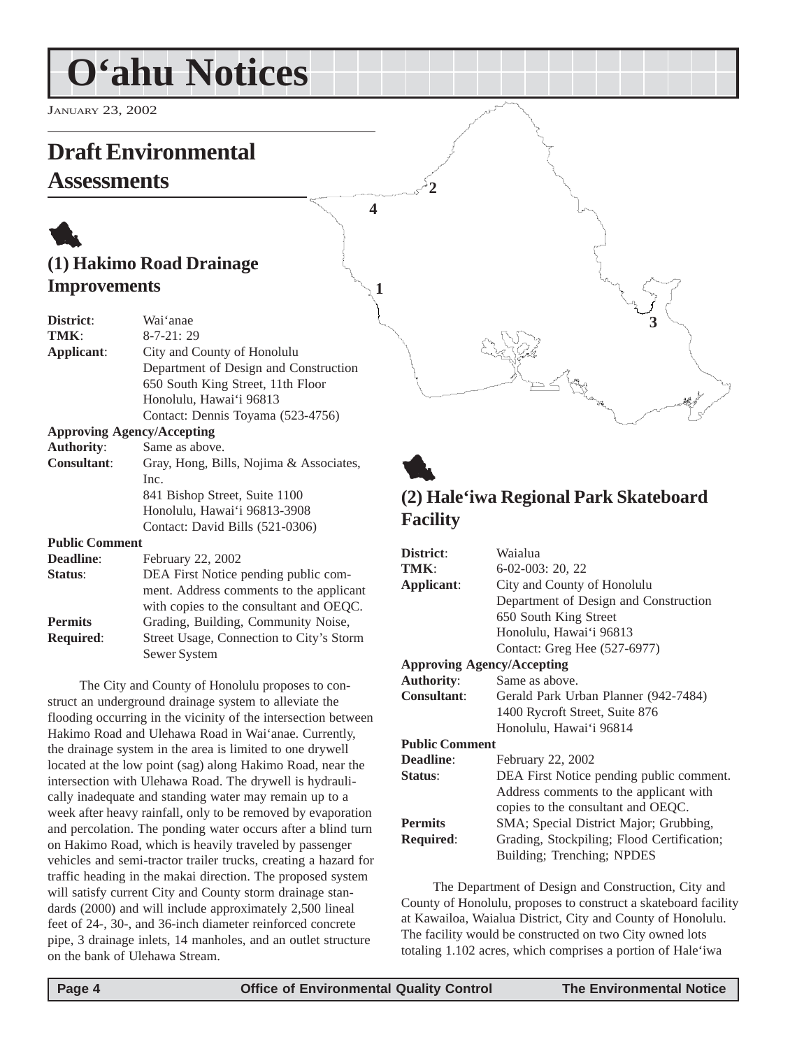# O'ahu Notices

JANUARY 23, 2002

## Draft Environmental Assessments

### (1) Hakimo Road Drainage Improvements

| | |
|---|---|
| **District**: | Wai'anae |
| **TMK**: | 8-7-21: 29 |
| **Applicant**: | City and County of Honolulu<br>Department of Design and Construction<br>650 South King Street, 11th Floor<br>Honolulu, Hawai'i 96813<br>Contact: Dennis Toyama (523-4756) |
| **Approving Agency/Accepting Authority**: | Same as above. |
| **Consultant**: | Gray, Hong, Bills, Nojima & Associates, Inc.<br>841 Bishop Street, Suite 1100<br>Honolulu, Hawai'i 96813-3908<br>Contact: David Bills (521-0306) |
| **Public Comment Deadline**: | February 22, 2002 |
| **Status**: | DEA First Notice pending public comment. Address comments to the applicant with copies to the consultant and OEQC. |
| **Permits Required**: | Grading, Building, Community Noise, Street Usage, Connection to City's Storm Sewer System |

The City and County of Honolulu proposes to construct an underground drainage system to alleviate the flooding occurring in the vicinity of the intersection between Hakimo Road and Ulehawa Road in Wai'anae. Currently, the drainage system in the area is limited to one drywell located at the low point (sag) along Hakimo Road, near the intersection with Ulehawa Road. The drywell is hydraulically inadequate and standing water may remain up to a week after heavy rainfall, only to be removed by evaporation and percolation. The ponding water occurs after a blind turn on Hakimo Road, which is heavily traveled by passenger vehicles and semi-tractor trailer trucks, creating a hazard for traffic heading in the makai direction. The proposed system will satisfy current City and County storm drainage standards (2000) and will include approximately 2,500 lineal feet of 24-, 30-, and 36-inch diameter reinforced concrete pipe, 3 drainage inlets, 14 manholes, and an outlet structure on the bank of Ulehawa Stream.

### (2) Hale'iwa Regional Park Skateboard Facility

| | |
|---|---|
| **District**: | Waialua |
| **TMK**: | 6-02-003: 20, 22 |
| **Applicant**: | City and County of Honolulu<br>Department of Design and Construction<br>650 South King Street<br>Honolulu, Hawai'i 96813<br>Contact: Greg Hee (527-6977) |
| **Approving Agency/Accepting Authority**: | Same as above. |
| **Consultant**: | Gerald Park Urban Planner (942-7484)<br>1400 Rycroft Street, Suite 876<br>Honolulu, Hawai'i 96814 |
| **Public Comment Deadline**: | February 22, 2002 |
| **Status**: | DEA First Notice pending public comment. Address comments to the applicant with copies to the consultant and OEQC. |
| **Permits Required**: | SMA; Special District Major; Grubbing, Grading, Stockpiling; Flood Certification; Building; Trenching; NPDES |

The Department of Design and Construction, City and County of Honolulu, proposes to construct a skateboard facility at Kawailoa, Waialua District, City and County of Honolulu. The facility would be constructed on two City owned lots totaling 1.102 acres, which comprises a portion of Hale'iwa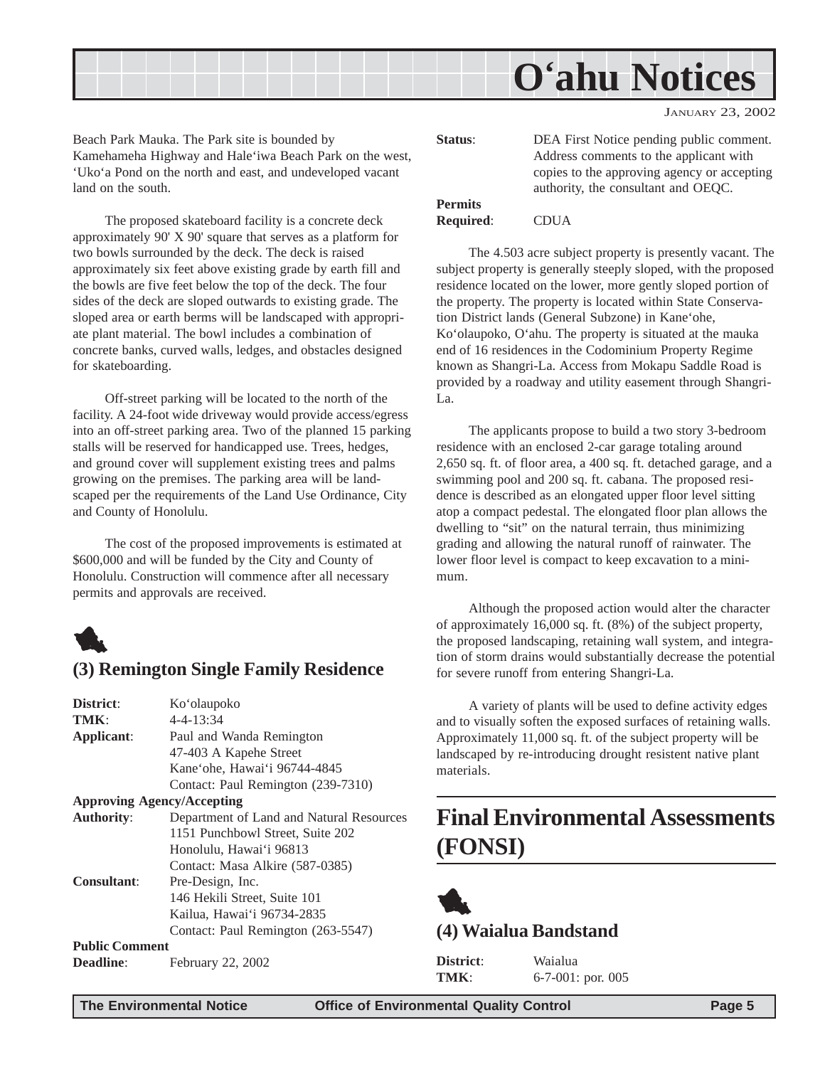Beach Park Mauka. The Park site is bounded by Kamehameha Highway and Hale'iwa Beach Park on the west, 'Uko'a Pond on the north and east, and undeveloped vacant land on the south.

The proposed skateboard facility is a concrete deck approximately 90' X 90' square that serves as a platform for two bowls surrounded by the deck. The deck is raised approximately six feet above existing grade by earth fill and the bowls are five feet below the top of the deck. The four sides of the deck are sloped outwards to existing grade. The sloped area or earth berms will be landscaped with appropriate plant material. The bowl includes a combination of concrete banks, curved walls, ledges, and obstacles designed for skateboarding.

Off-street parking will be located to the north of the facility. A 24-foot wide driveway would provide access/egress into an off-street parking area. Two of the planned 15 parking stalls will be reserved for handicapped use. Trees, hedges, and ground cover will supplement existing trees and palms growing on the premises. The parking area will be landscaped per the requirements of the Land Use Ordinance, City and County of Honolulu.

The cost of the proposed improvements is estimated at $600,000 and will be funded by the City and County of Honolulu. Construction will commence after all necessary permits and approvals are received.

### (3) Remington Single Family Residence

**District**: Ko'olaupoko
**TMK**: 4-4-13:34
**Applicant**: Paul and Wanda Remington
47-403 A Kapehe Street
Kane'ohe, Hawai'i 96744-4845
Contact: Paul Remington (239-7310)

**Approving Agency/Accepting Authority**: Department of Land and Natural Resources
1151 Punchbowl Street, Suite 202
Honolulu, Hawai'i 96813
Contact: Masa Alkire (587-0385)

**Consultant**: Pre-Design, Inc.
146 Hekili Street, Suite 101
Kailua, Hawai'i 96734-2835
Contact: Paul Remington (263-5547)

**Public Comment Deadline**: February 22, 2002

**Status**: DEA First Notice pending public comment. Address comments to the applicant with copies to the approving agency or accepting authority, the consultant and OEQC.

**Permits Required**: CDUA

The 4.503 acre subject property is presently vacant. The subject property is generally steeply sloped, with the proposed residence located on the lower, more gently sloped portion of the property. The property is located within State Conservation District lands (General Subzone) in Kane'ohe, Ko'olaupoko, O'ahu. The property is situated at the mauka end of 16 residences in the Codominium Property Regime known as Shangri-La. Access from Mokapu Saddle Road is provided by a roadway and utility easement through Shangri-La.

The applicants propose to build a two story 3-bedroom residence with an enclosed 2-car garage totaling around 2,650 sq. ft. of floor area, a 400 sq. ft. detached garage, and a swimming pool and 200 sq. ft. cabana. The proposed residence is described as an elongated upper floor level sitting atop a compact pedestal. The elongated floor plan allows the dwelling to "sit" on the natural terrain, thus minimizing grading and allowing the natural runoff of rainwater. The lower floor level is compact to keep excavation to a minimum.

Although the proposed action would alter the character of approximately 16,000 sq. ft. (8%) of the subject property, the proposed landscaping, retaining wall system, and integration of storm drains would substantially decrease the potential for severe runoff from entering Shangri-La.

A variety of plants will be used to define activity edges and to visually soften the exposed surfaces of retaining walls. Approximately 11,000 sq. ft. of the subject property will be landscaped by re-introducing drought resistent native plant materials.

## Final Environmental Assessments (FONSI)

### (4) Waialua Bandstand

**District**: Waialua
**TMK**: 6-7-001: por. 005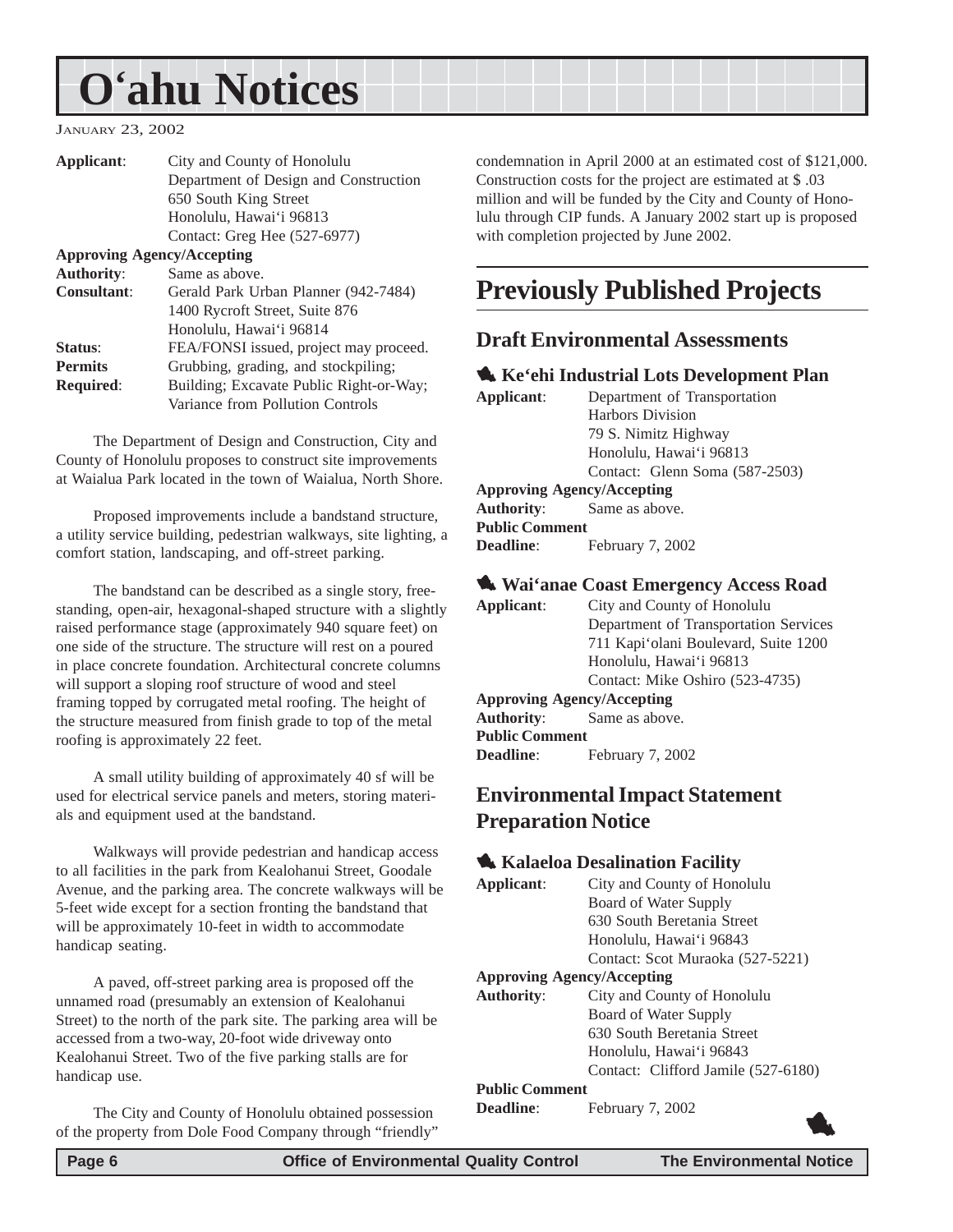# O'ahu Notices

JANUARY 23, 2002

**Applicant**: City and County of Honolulu
Department of Design and Construction
650 South King Street
Honolulu, Hawai'i 96813
Contact: Greg Hee (527-6977)

**Approving Agency/Accepting Authority**: Same as above.

**Consultant**: Gerald Park Urban Planner (942-7484)
1400 Rycroft Street, Suite 876
Honolulu, Hawai'i 96814

**Status**: FEA/FONSI issued, project may proceed.

**Permits Required**: Grubbing, grading, and stockpiling; Building; Excavate Public Right-or-Way; Variance from Pollution Controls

The Department of Design and Construction, City and County of Honolulu proposes to construct site improvements at Waialua Park located in the town of Waialua, North Shore.

Proposed improvements include a bandstand structure, a utility service building, pedestrian walkways, site lighting, a comfort station, landscaping, and off-street parking.

The bandstand can be described as a single story, free-standing, open-air, hexagonal-shaped structure with a slightly raised performance stage (approximately 940 square feet) on one side of the structure. The structure will rest on a poured in place concrete foundation. Architectural concrete columns will support a sloping roof structure of wood and steel framing topped by corrugated metal roofing. The height of the structure measured from finish grade to top of the metal roofing is approximately 22 feet.

A small utility building of approximately 40 sf will be used for electrical service panels and meters, storing materials and equipment used at the bandstand.

Walkways will provide pedestrian and handicap access to all facilities in the park from Kealohanui Street, Goodale Avenue, and the parking area. The concrete walkways will be 5-feet wide except for a section fronting the bandstand that will be approximately 10-feet in width to accommodate handicap seating.

A paved, off-street parking area is proposed off the unnamed road (presumably an extension of Kealohanui Street) to the north of the park site. The parking area will be accessed from a two-way, 20-foot wide driveway onto Kealohanui Street. Two of the five parking stalls are for handicap use.

The City and County of Honolulu obtained possession of the property from Dole Food Company through "friendly" condemnation in April 2000 at an estimated cost of $121,000. Construction costs for the project are estimated at $ .03 million and will be funded by the City and County of Honolulu through CIP funds. A January 2002 start up is proposed with completion projected by June 2002.

## Previously Published Projects

### Draft Environmental Assessments

#### Ke'ehi Industrial Lots Development Plan

**Applicant**: Department of Transportation
Harbors Division
79 S. Nimitz Highway
Honolulu, Hawai'i 96813
Contact: Glenn Soma (587-2503)

**Approving Agency/Accepting Authority**: Same as above.

**Public Comment Deadline**: February 7, 2002

#### Wai'anae Coast Emergency Access Road

**Applicant**: City and County of Honolulu
Department of Transportation Services
711 Kapi'olani Boulevard, Suite 1200
Honolulu, Hawai'i 96813
Contact: Mike Oshiro (523-4735)

**Approving Agency/Accepting Authority**: Same as above.

**Public Comment Deadline**: February 7, 2002

### Environmental Impact Statement Preparation Notice

#### Kalaeloa Desalination Facility

**Applicant**: City and County of Honolulu
Board of Water Supply
630 South Beretania Street
Honolulu, Hawai'i 96843
Contact: Scot Muraoka (527-5221)

**Approving Agency/Accepting Authority**: City and County of Honolulu
Board of Water Supply
630 South Beretania Street
Honolulu, Hawai'i 96843
Contact: Clifford Jamile (527-6180)

**Public Comment Deadline**: February 7, 2002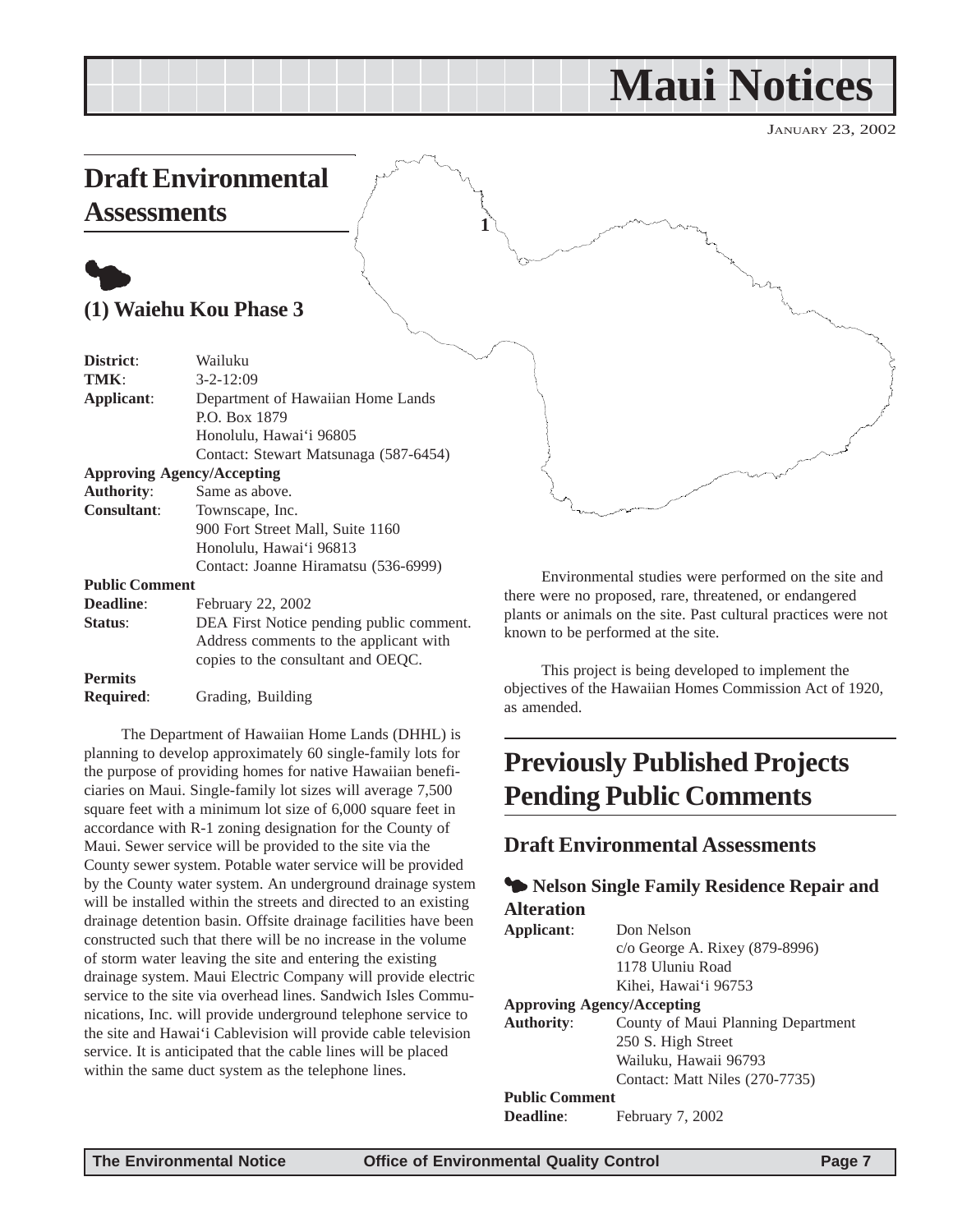# Maui Notices

JANUARY 23, 2002

## Draft Environmental Assessments

### (1) Waiehu Kou Phase 3

**District**: Wailuku
**TMK**: 3-2-12:09
**Applicant**: Department of Hawaiian Home Lands
P.O. Box 1879
Honolulu, Hawai'i 96805
Contact: Stewart Matsunaga (587-6454)

**Approving Agency/Accepting**
**Authority**: Same as above.
**Consultant**: Townscape, Inc.
900 Fort Street Mall, Suite 1160
Honolulu, Hawai'i 96813
Contact: Joanne Hiramatsu (536-6999)

**Public Comment**
**Deadline**: February 22, 2002
**Status**: DEA First Notice pending public comment. Address comments to the applicant with copies to the consultant and OEQC.

**Permits**
**Required**: Grading, Building

The Department of Hawaiian Home Lands (DHHL) is planning to develop approximately 60 single-family lots for the purpose of providing homes for native Hawaiian beneficiaries on Maui. Single-family lot sizes will average 7,500 square feet with a minimum lot size of 6,000 square feet in accordance with R-1 zoning designation for the County of Maui. Sewer service will be provided to the site via the County sewer system. Potable water service will be provided by the County water system. An underground drainage system will be installed within the streets and directed to an existing drainage detention basin. Offsite drainage facilities have been constructed such that there will be no increase in the volume of storm water leaving the site and entering the existing drainage system. Maui Electric Company will provide electric service to the site via overhead lines. Sandwich Isles Communications, Inc. will provide underground telephone service to the site and Hawai'i Cablevision will provide cable television service. It is anticipated that the cable lines will be placed within the same duct system as the telephone lines.

Environmental studies were performed on the site and there were no proposed, rare, threatened, or endangered plants or animals on the site. Past cultural practices were not known to be performed at the site.

This project is being developed to implement the objectives of the Hawaiian Homes Commission Act of 1920, as amended.

## Previously Published Projects Pending Public Comments

### Draft Environmental Assessments

#### Nelson Single Family Residence Repair and Alteration

**Applicant**: Don Nelson
c/o George A. Rixey (879-8996)
1178 Uluniu Road
Kihei, Hawai'i 96753

**Approving Agency/Accepting**
**Authority**: County of Maui Planning Department
250 S. High Street
Wailuku, Hawaii 96793
Contact: Matt Niles (270-7735)

**Public Comment**
**Deadline**: February 7, 2002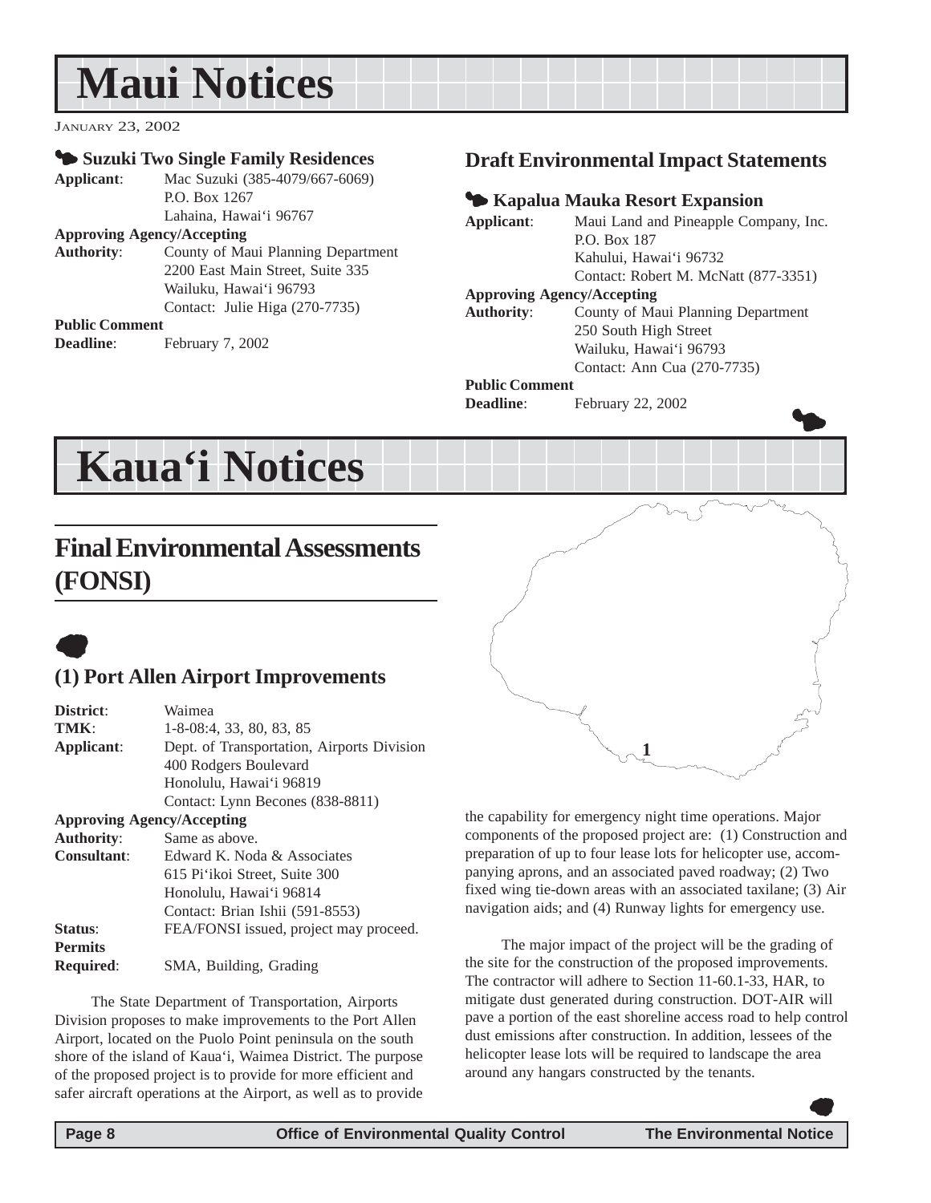# Maui Notices

January 23, 2002

### Suzuki Two Single Family Residences

**Applicant**: Mac Suzuki (385-4079/667-6069)
P.O. Box 1267
Lahaina, Hawai'i 96767

**Approving Agency/Accepting Authority**: County of Maui Planning Department
2200 East Main Street, Suite 335
Wailuku, Hawai'i 96793
Contact: Julie Higa (270-7735)

**Public Comment Deadline**: February 7, 2002

## Draft Environmental Impact Statements

### Kapalua Mauka Resort Expansion

**Applicant**: Maui Land and Pineapple Company, Inc.
P.O. Box 187
Kahului, Hawai'i 96732
Contact: Robert M. McNatt (877-3351)

**Approving Agency/Accepting Authority**: County of Maui Planning Department
250 South High Street
Wailuku, Hawai'i 96793
Contact: Ann Cua (270-7735)

**Public Comment Deadline**: February 22, 2002

# Kaua'i Notices

## Final Environmental Assessments (FONSI)

### (1) Port Allen Airport Improvements

**District**: Waimea

**TMK**: 1-8-08:4, 33, 80, 83, 85

**Applicant**: Dept. of Transportation, Airports Division
400 Rodgers Boulevard
Honolulu, Hawai'i 96819
Contact: Lynn Becones (838-8811)

**Approving Agency/Accepting Authority**: Same as above.

**Consultant**: Edward K. Noda & Associates
615 Pi'ikoi Street, Suite 300
Honolulu, Hawai'i 96814
Contact: Brian Ishii (591-8553)

**Status**: FEA/FONSI issued, project may proceed.

**Permits Required**: SMA, Building, Grading

The State Department of Transportation, Airports Division proposes to make improvements to the Port Allen Airport, located on the Puolo Point peninsula on the south shore of the island of Kaua'i, Waimea District. The purpose of the proposed project is to provide for more efficient and safer aircraft operations at the Airport, as well as to provide the capability for emergency night time operations. Major components of the proposed project are: (1) Construction and preparation of up to four lease lots for helicopter use, accompanying aprons, and an associated paved roadway; (2) Two fixed wing tie-down areas with an associated taxilane; (3) Air navigation aids; and (4) Runway lights for emergency use.

The major impact of the project will be the grading of the site for the construction of the proposed improvements. The contractor will adhere to Section 11-60.1-33, HAR, to mitigate dust generated during construction. DOT-AIR will pave a portion of the east shoreline access road to help control dust emissions after construction. In addition, lessees of the helicopter lease lots will be required to landscape the area around any hangars constructed by the tenants.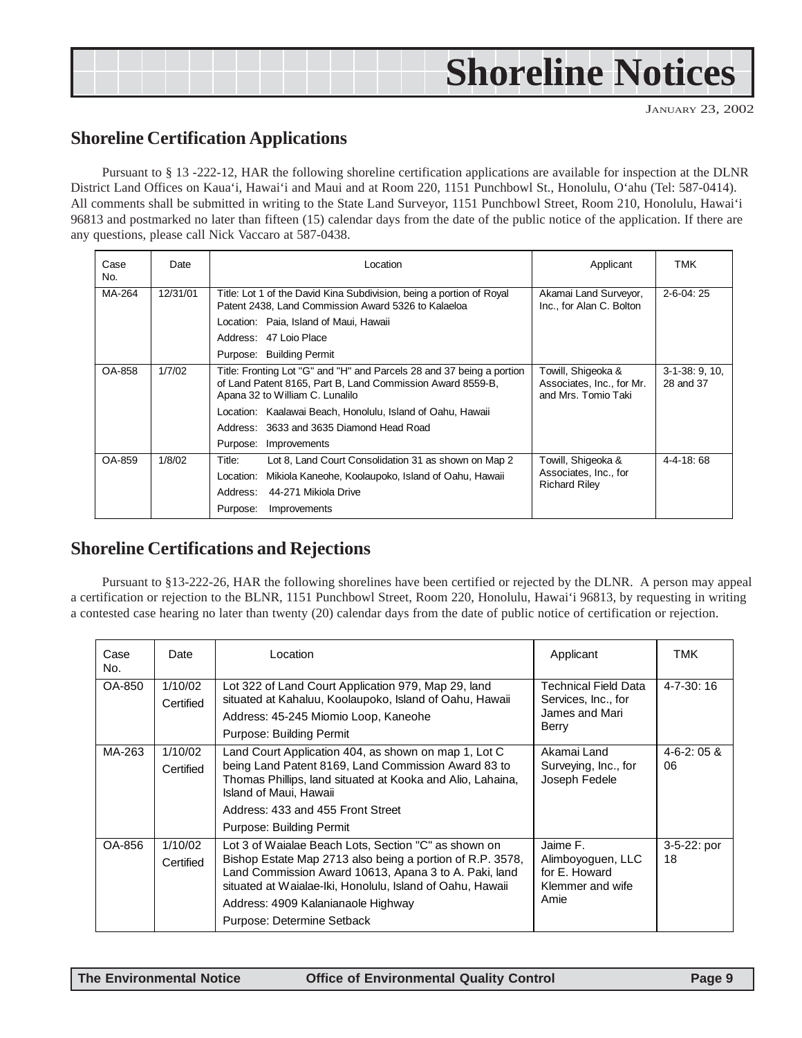# Shoreline Notices

JANUARY 23, 2002

## Shoreline Certification Applications

Pursuant to § 13 -222-12, HAR the following shoreline certification applications are available for inspection at the DLNR District Land Offices on Kaua'i, Hawai'i and Maui and at Room 220, 1151 Punchbowl St., Honolulu, O'ahu (Tel: 587-0414). All comments shall be submitted in writing to the State Land Surveyor, 1151 Punchbowl Street, Room 210, Honolulu, Hawai'i 96813 and postmarked no later than fifteen (15) calendar days from the date of the public notice of the application. If there are any questions, please call Nick Vaccaro at 587-0438.

| Case No. | Date | Location | Applicant | TMK |
|---|---|---|---|---|
| MA-264 | 12/31/01 | Title: Lot 1 of the David Kina Subdivision, being a portion of Royal Patent 2438, Land Commission Award 5326 to Kalaeloa<br>Location: Paia, Island of Maui, Hawaii<br>Address: 47 Loio Place<br>Purpose: Building Permit | Akamai Land Surveyor, Inc., for Alan C. Bolton | 2-6-04: 25 |
| OA-858 | 1/7/02 | Title: Fronting Lot "G" and "H" and Parcels 28 and 37 being a portion of Land Patent 8165, Part B, Land Commission Award 8559-B, Apana 32 to William C. Lunalilo<br>Location: Kaalawai Beach, Honolulu, Island of Oahu, Hawaii<br>Address: 3633 and 3635 Diamond Head Road<br>Purpose: Improvements | Towill, Shigeoka & Associates, Inc., for Mr. and Mrs. Tomio Taki | 3-1-38: 9, 10, 28 and 37 |
| OA-859 | 1/8/02 | Title: Lot 8, Land Court Consolidation 31 as shown on Map 2<br>Location: Mikiola Kaneohe, Koolaupoko, Island of Oahu, Hawaii<br>Address: 44-271 Mikiola Drive<br>Purpose: Improvements | Towill, Shigeoka & Associates, Inc., for Richard Riley | 4-4-18: 68 |

## Shoreline Certifications and Rejections

Pursuant to §13-222-26, HAR the following shorelines have been certified or rejected by the DLNR. A person may appeal a certification or rejection to the BLNR, 1151 Punchbowl Street, Room 220, Honolulu, Hawai'i 96813, by requesting in writing a contested case hearing no later than twenty (20) calendar days from the date of public notice of certification or rejection.

| Case No. | Date | Location | Applicant | TMK |
|---|---|---|---|---|
| OA-850 | 1/10/02 Certified | Lot 322 of Land Court Application 979, Map 29, land situated at Kahaluu, Koolaupoko, Island of Oahu, Hawaii<br>Address: 45-245 Miomio Loop, Kaneohe<br>Purpose: Building Permit | Technical Field Data Services, Inc., for James and Mari Berry | 4-7-30: 16 |
| MA-263 | 1/10/02 Certified | Land Court Application 404, as shown on map 1, Lot C being Land Patent 8169, Land Commission Award 83 to Thomas Phillips, land situated at Kooka and Alio, Lahaina, Island of Maui, Hawaii<br>Address: 433 and 455 Front Street<br>Purpose: Building Permit | Akamai Land Surveying, Inc., for Joseph Fedele | 4-6-2: 05 & 06 |
| OA-856 | 1/10/02 Certified | Lot 3 of Waialae Beach Lots, Section "C" as shown on Bishop Estate Map 2713 also being a portion of R.P. 3578, Land Commission Award 10613, Apana 3 to A. Paki, land situated at Waialae-Iki, Honolulu, Island of Oahu, Hawaii<br>Address: 4909 Kalanianaole Highway<br>Purpose: Determine Setback | Jaime F. Alimboyoguen, LLC for E. Howard Klemmer and wife Amie | 3-5-22: por 18 |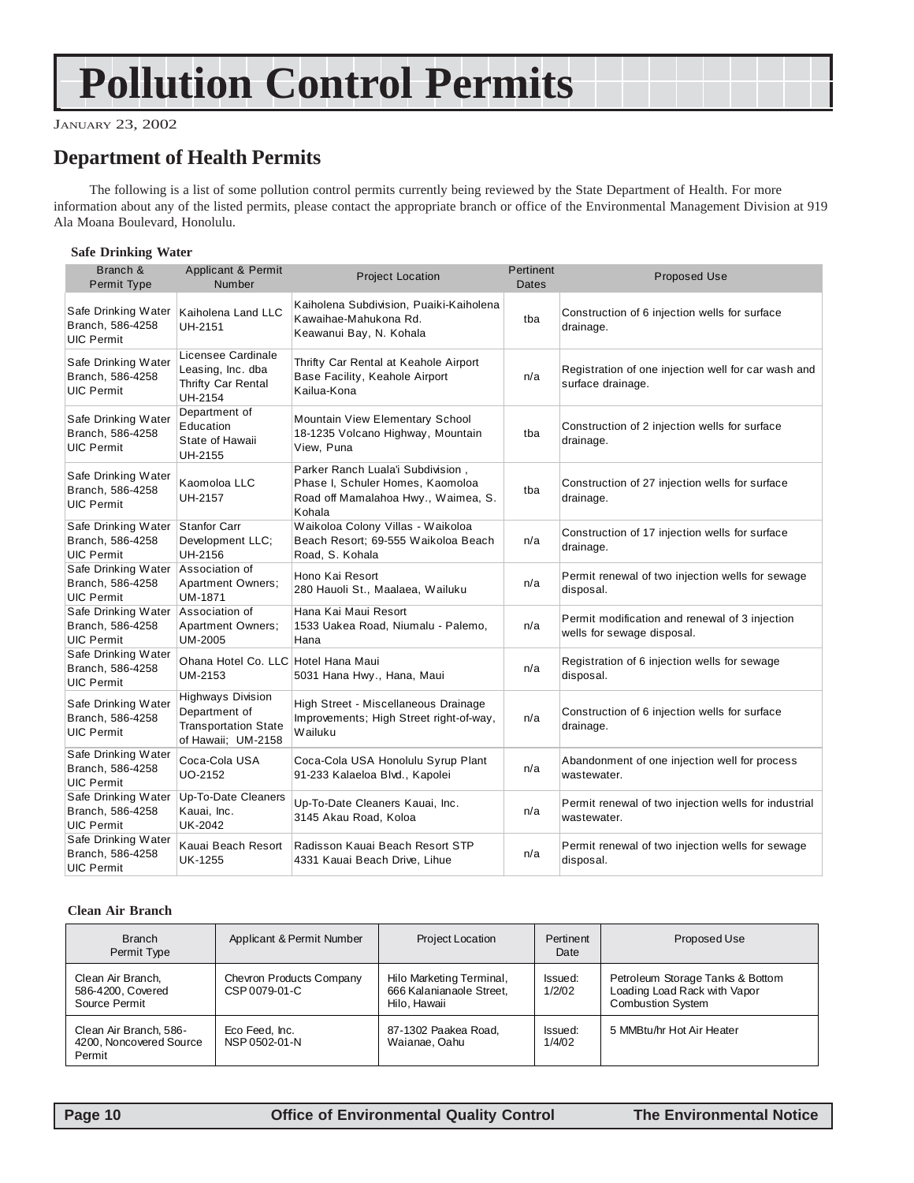# Pollution Control Permits

JANUARY 23, 2002

## Department of Health Permits

The following is a list of some pollution control permits currently being reviewed by the State Department of Health. For more information about any of the listed permits, please contact the appropriate branch or office of the Environmental Management Division at 919 Ala Moana Boulevard, Honolulu.

### Safe Drinking Water

| Branch & Permit Type | Applicant & Permit Number | Project Location | Pertinent Dates | Proposed Use |
|---|---|---|---|---|
| Safe Drinking Water Branch, 586-4258 UIC Permit | Kaiholena Land LLC UH-2151 | Kaiholena Subdivision, Puaiki-Kaiholena Kawaihae-Mahukona Rd. Keawanui Bay, N. Kohala | tba | Construction of 6 injection wells for surface drainage. |
| Safe Drinking Water Branch, 586-4258 UIC Permit | Licensee Cardinale Leasing, Inc. dba Thrifty Car Rental UH-2154 | Thrifty Car Rental at Keahole Airport Base Facility, Keahole Airport Kailua-Kona | n/a | Registration of one injection well for car wash and surface drainage. |
| Safe Drinking Water Branch, 586-4258 UIC Permit | Department of Education State of Hawaii UH-2155 | Mountain View Elementary School 18-1235 Volcano Highway, Mountain View, Puna | tba | Construction of 2 injection wells for surface drainage. |
| Safe Drinking Water Branch, 586-4258 UIC Permit | Kaomoloa LLC UH-2157 | Parker Ranch Luala'i Subdivision , Phase I, Schuler Homes, Kaomoloa Road off Mamalahoa Hwy., Waimea, S. Kohala | tba | Construction of 27 injection wells for surface drainage. |
| Safe Drinking Water Branch, 586-4258 UIC Permit | Stanfor Carr Development LLC; UH-2156 | Waikoloa Colony Villas - Waikoloa Beach Resort; 69-555 Waikoloa Beach Road, S. Kohala | n/a | Construction of 17 injection wells for surface drainage. |
| Safe Drinking Water Branch, 586-4258 UIC Permit | Association of Apartment Owners; UM-1871 | Hono Kai Resort 280 Hauoli St., Maalaea, Wailuku | n/a | Permit renewal of two injection wells for sewage disposal. |
| Safe Drinking Water Branch, 586-4258 UIC Permit | Association of Apartment Owners; UM-2005 | Hana Kai Maui Resort 1533 Uakea Road, Niumalu - Palemo, Hana | n/a | Permit modification and renewal of 3 injection wells for sewage disposal. |
| Safe Drinking Water Branch, 586-4258 UIC Permit | Ohana Hotel Co. LLC UM-2153 | Hotel Hana Maui 5031 Hana Hwy., Hana, Maui | n/a | Registration of 6 injection wells for sewage disposal. |
| Safe Drinking Water Branch, 586-4258 UIC Permit | Highways Division Department of Transportation State of Hawaii; UM-2158 | High Street - Miscellaneous Drainage Improvements; High Street right-of-way, Wailuku | n/a | Construction of 6 injection wells for surface drainage. |
| Safe Drinking Water Branch, 586-4258 UIC Permit | Coca-Cola USA UO-2152 | Coca-Cola USA Honolulu Syrup Plant 91-233 Kalaeloa Blvd., Kapolei | n/a | Abandonment of one injection well for process wastewater. |
| Safe Drinking Water Branch, 586-4258 UIC Permit | Up-To-Date Cleaners Kauai, Inc. UK-2042 | Up-To-Date Cleaners Kauai, Inc. 3145 Akau Road, Koloa | n/a | Permit renewal of two injection wells for industrial wastewater. |
| Safe Drinking Water Branch, 586-4258 UIC Permit | Kauai Beach Resort UK-1255 | Radisson Kauai Beach Resort STP 4331 Kauai Beach Drive, Lihue | n/a | Permit renewal of two injection wells for sewage disposal. |

### Clean Air Branch

| Branch Permit Type | Applicant & Permit Number | Project Location | Pertinent Date | Proposed Use |
|---|---|---|---|---|
| Clean Air Branch, 586-4200, Covered Source Permit | Chevron Products Company CSP 0079-01-C | Hilo Marketing Terminal, 666 Kalanianaole Street, Hilo, Hawaii | Issued: 1/2/02 | Petroleum Storage Tanks & Bottom Loading Load Rack with Vapor Combustion System |
| Clean Air Branch, 586-4200, Noncovered Source Permit | Eco Feed, Inc. NSP 0502-01-N | 87-1302 Paakea Road, Waianae, Oahu | Issued: 1/4/02 | 5 MMBtu/hr Hot Air Heater |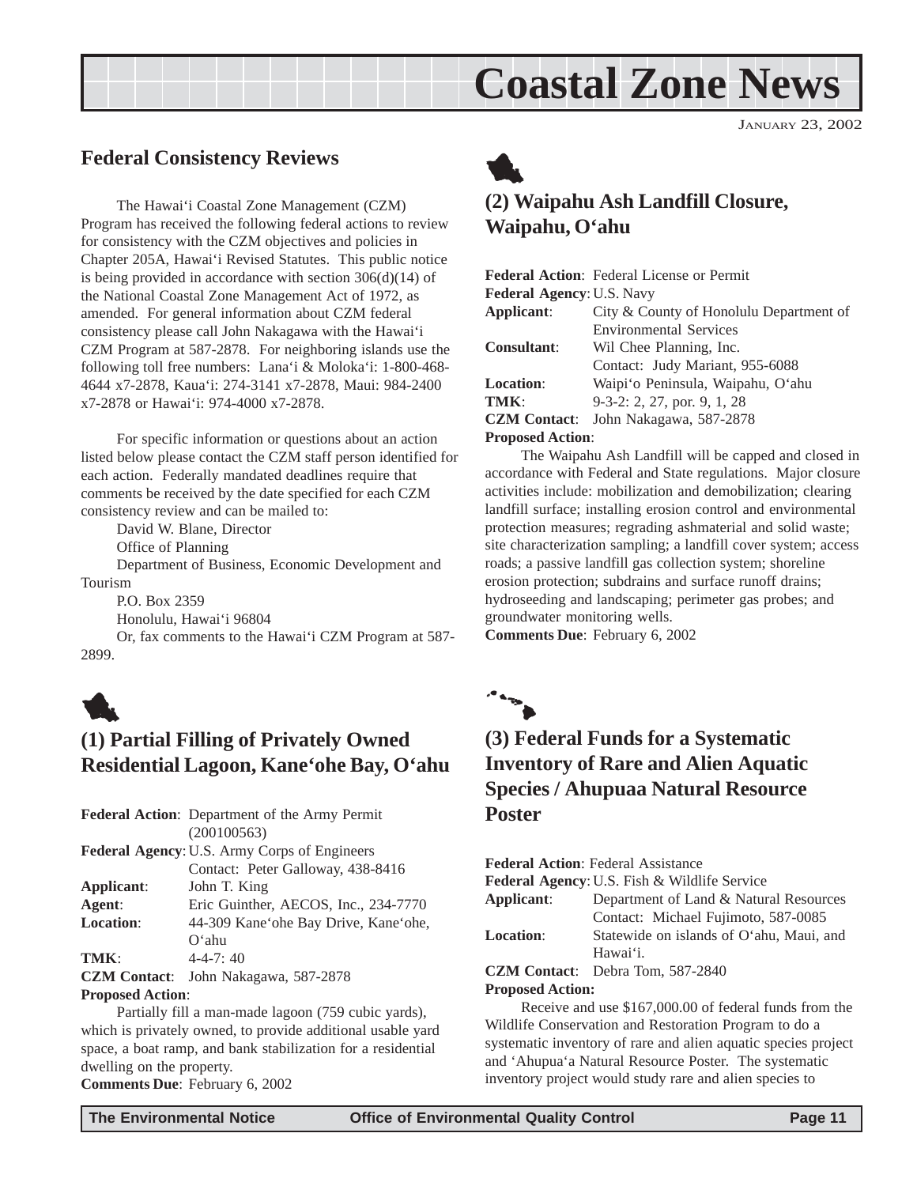# Coastal Zone News

JANUARY 23, 2002

## Federal Consistency Reviews

The Hawai'i Coastal Zone Management (CZM) Program has received the following federal actions to review for consistency with the CZM objectives and policies in Chapter 205A, Hawai'i Revised Statutes. This public notice is being provided in accordance with section 306(d)(14) of the National Coastal Zone Management Act of 1972, as amended. For general information about CZM federal consistency please call John Nakagawa with the Hawai'i CZM Program at 587-2878. For neighboring islands use the following toll free numbers: Lana'i & Moloka'i: 1-800-468-4644 x7-2878, Kaua'i: 274-3141 x7-2878, Maui: 984-2400 x7-2878 or Hawai'i: 974-4000 x7-2878.

For specific information or questions about an action listed below please contact the CZM staff person identified for each action. Federally mandated deadlines require that comments be received by the date specified for each CZM consistency review and can be mailed to:

David W. Blane, Director
Office of Planning
Department of Business, Economic Development and Tourism
P.O. Box 2359
Honolulu, Hawai'i 96804

Or, fax comments to the Hawai'i CZM Program at 587-2899.

### (1) Partial Filling of Privately Owned Residential Lagoon, Kane'ohe Bay, O'ahu

**Federal Action**: Department of the Army Permit (200100563)
**Federal Agency**: U.S. Army Corps of Engineers
Contact: Peter Galloway, 438-8416
**Applicant**: John T. King
**Agent**: Eric Guinther, AECOS, Inc., 234-7770
**Location**: 44-309 Kane'ohe Bay Drive, Kane'ohe, O'ahu
**TMK**: 4-4-7: 40
**CZM Contact**: John Nakagawa, 587-2878
**Proposed Action**:

Partially fill a man-made lagoon (759 cubic yards), which is privately owned, to provide additional usable yard space, a boat ramp, and bank stabilization for a residential dwelling on the property.

**Comments Due**: February 6, 2002

### (2) Waipahu Ash Landfill Closure, Waipahu, O'ahu

**Federal Action**: Federal License or Permit
**Federal Agency**: U.S. Navy
**Applicant**: City & County of Honolulu Department of Environmental Services
**Consultant**: Wil Chee Planning, Inc.
Contact: Judy Mariant, 955-6088
**Location**: Waipi'o Peninsula, Waipahu, O'ahu
**TMK**: 9-3-2: 2, 27, por. 9, 1, 28
**CZM Contact**: John Nakagawa, 587-2878
**Proposed Action**:

The Waipahu Ash Landfill will be capped and closed in accordance with Federal and State regulations. Major closure activities include: mobilization and demobilization; clearing landfill surface; installing erosion control and environmental protection measures; regrading ashmaterial and solid waste; site characterization sampling; a landfill cover system; access roads; a passive landfill gas collection system; shoreline erosion protection; subdrains and surface runoff drains; hydroseeding and landscaping; perimeter gas probes; and groundwater monitoring wells.

**Comments Due**: February 6, 2002

### (3) Federal Funds for a Systematic Inventory of Rare and Alien Aquatic Species / Ahupuaa Natural Resource Poster

**Federal Action**: Federal Assistance
**Federal Agency**: U.S. Fish & Wildlife Service
**Applicant**: Department of Land & Natural Resources
Contact: Michael Fujimoto, 587-0085
**Location**: Statewide on islands of O'ahu, Maui, and Hawai'i.
**CZM Contact**: Debra Tom, 587-2840
**Proposed Action:**

Receive and use $167,000.00 of federal funds from the Wildlife Conservation and Restoration Program to do a systematic inventory of rare and alien aquatic species project and 'Ahupua'a Natural Resource Poster. The systematic inventory project would study rare and alien species to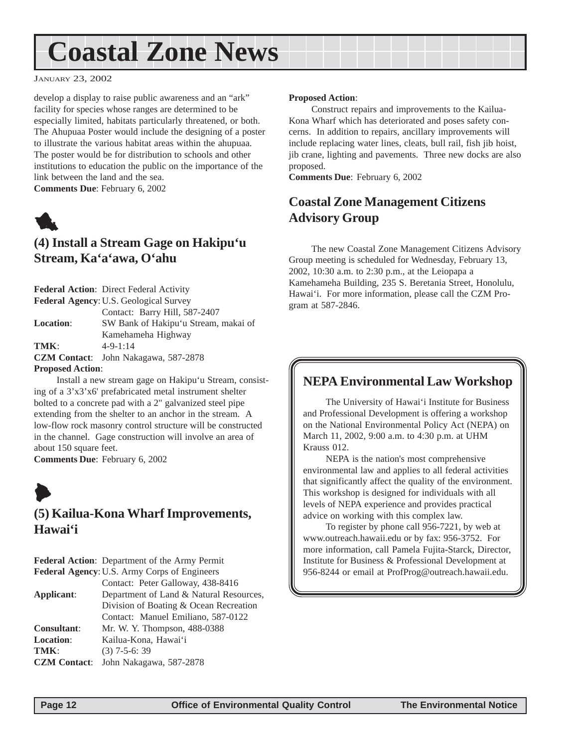develop a display to raise public awareness and an "ark" facility for species whose ranges are determined to be especially limited, habitats particularly threatened, or both. The Ahupuaa Poster would include the designing of a poster to illustrate the various habitat areas within the ahupuaa. The poster would be for distribution to schools and other institutions to education the public on the importance of the link between the land and the sea.

**Comments Due**: February 6, 2002

## (4) Install a Stream Gage on Hakipu'u Stream, Ka'a'awa, O'ahu

**Federal Action**: Direct Federal Activity
**Federal Agency**: U.S. Geological Survey
Contact: Barry Hill, 587-2407
**Location**: SW Bank of Hakipu'u Stream, makai of Kamehameha Highway
**TMK**: 4-9-1:14
**CZM Contact**: John Nakagawa, 587-2878

**Proposed Action**:

Install a new stream gage on Hakipu'u Stream, consisting of a 3'x3'x6' prefabricated metal instrument shelter bolted to a concrete pad with a 2" galvanized steel pipe extending from the shelter to an anchor in the stream. A low-flow rock masonry control structure will be constructed in the channel. Gage construction will involve an area of about 150 square feet.

**Comments Due**: February 6, 2002

## (5) Kailua-Kona Wharf Improvements, Hawai'i

**Federal Action**: Department of the Army Permit
**Federal Agency**: U.S. Army Corps of Engineers
Contact: Peter Galloway, 438-8416
**Applicant**: Department of Land & Natural Resources, Division of Boating & Ocean Recreation
Contact: Manuel Emiliano, 587-0122
**Consultant**: Mr. W. Y. Thompson, 488-0388
**Location**: Kailua-Kona, Hawai'i
**TMK**: (3) 7-5-6: 39
**CZM Contact**: John Nakagawa, 587-2878

**Proposed Action**:

Construct repairs and improvements to the Kailua-Kona Wharf which has deteriorated and poses safety concerns. In addition to repairs, ancillary improvements will include replacing water lines, cleats, bull rail, fish jib hoist, jib crane, lighting and pavements. Three new docks are also proposed.

**Comments Due**: February 6, 2002

## Coastal Zone Management Citizens Advisory Group

The new Coastal Zone Management Citizens Advisory Group meeting is scheduled for Wednesday, February 13, 2002, 10:30 a.m. to 2:30 p.m., at the Leiopapa a Kamehameha Building, 235 S. Beretania Street, Honolulu, Hawai'i. For more information, please call the CZM Program at 587-2846.

## NEPA Environmental Law Workshop

The University of Hawai'i Institute for Business and Professional Development is offering a workshop on the National Environmental Policy Act (NEPA) on March 11, 2002, 9:00 a.m. to 4:30 p.m. at UHM Krauss 012.

NEPA is the nation's most comprehensive environmental law and applies to all federal activities that significantly affect the quality of the environment. This workshop is designed for individuals with all levels of NEPA experience and provides practical advice on working with this complex law.

To register by phone call 956-7221, by web at www.outreach.hawaii.edu or by fax: 956-3752. For more information, call Pamela Fujita-Starck, Director, Institute for Business & Professional Development at 956-8244 or email at ProfProg@outreach.hawaii.edu.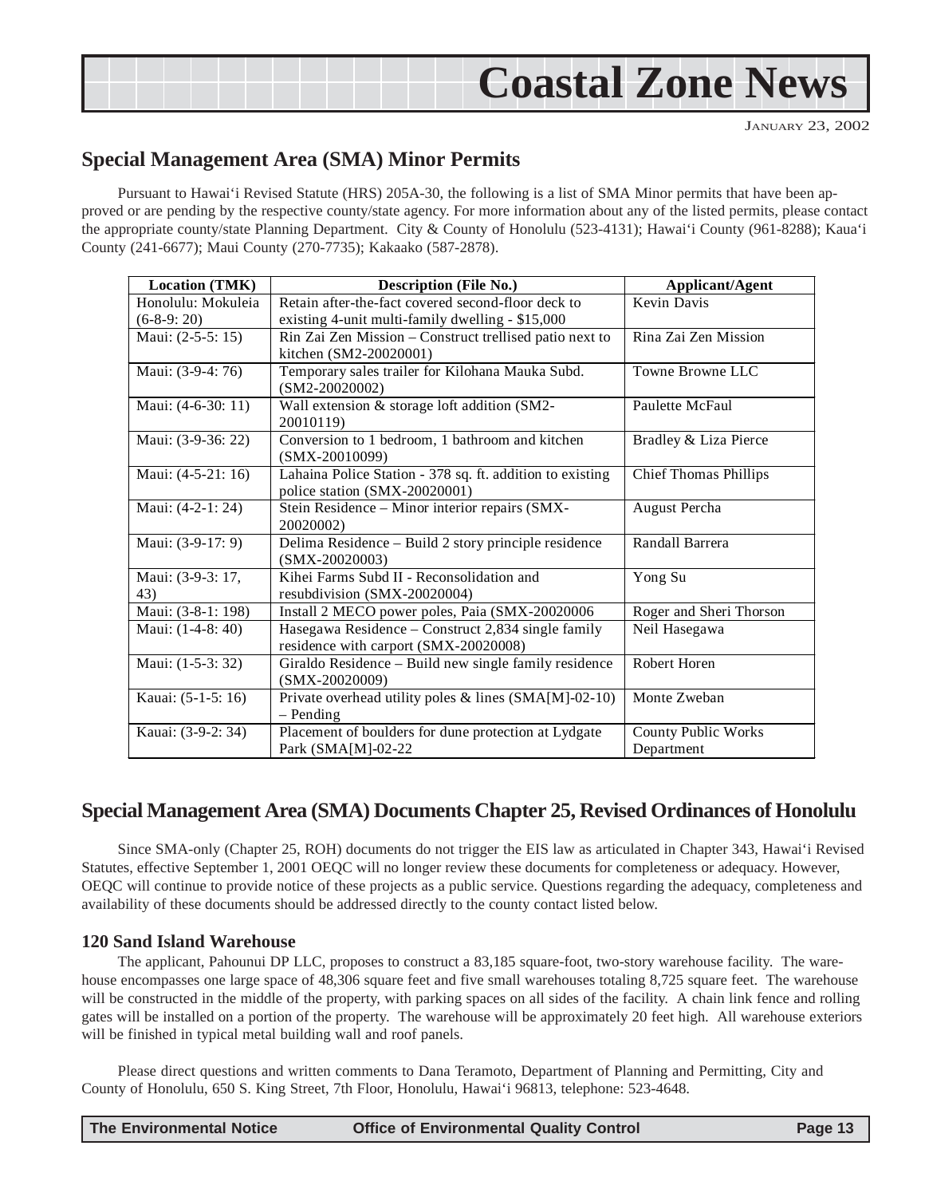## Special Management Area (SMA) Minor Permits

Pursuant to Hawai'i Revised Statute (HRS) 205A-30, the following is a list of SMA Minor permits that have been approved or are pending by the respective county/state agency. For more information about any of the listed permits, please contact the appropriate county/state Planning Department. City & County of Honolulu (523-4131); Hawai'i County (961-8288); Kaua'i County (241-6677); Maui County (270-7735); Kakaako (587-2878).

| Location (TMK) | Description (File No.) | Applicant/Agent |
|---|---|---|
| Honolulu: Mokuleia (6-8-9: 20) | Retain after-the-fact covered second-floor deck to existing 4-unit multi-family dwelling - $15,000 | Kevin Davis |
| Maui: (2-5-5: 15) | Rin Zai Zen Mission – Construct trellised patio next to kitchen (SM2-20020001) | Rina Zai Zen Mission |
| Maui: (3-9-4: 76) | Temporary sales trailer for Kilohana Mauka Subd. (SM2-20020002) | Towne Browne LLC |
| Maui: (4-6-30: 11) | Wall extension & storage loft addition (SM2-20010119) | Paulette McFaul |
| Maui: (3-9-36: 22) | Conversion to 1 bedroom, 1 bathroom and kitchen (SMX-20010099) | Bradley & Liza Pierce |
| Maui: (4-5-21: 16) | Lahaina Police Station - 378 sq. ft. addition to existing police station (SMX-20020001) | Chief Thomas Phillips |
| Maui: (4-2-1: 24) | Stein Residence – Minor interior repairs (SMX-20020002) | August Percha |
| Maui: (3-9-17: 9) | Delima Residence – Build 2 story principle residence (SMX-20020003) | Randall Barrera |
| Maui: (3-9-3: 17, 43) | Kihei Farms Subd II - Reconsolidation and resubdivision (SMX-20020004) | Yong Su |
| Maui: (3-8-1: 198) | Install 2 MECO power poles, Paia (SMX-20020006 | Roger and Sheri Thorson |
| Maui: (1-4-8: 40) | Hasegawa Residence – Construct 2,834 single family residence with carport (SMX-20020008) | Neil Hasegawa |
| Maui: (1-5-3: 32) | Giraldo Residence – Build new single family residence (SMX-20020009) | Robert Horen |
| Kauai: (5-1-5: 16) | Private overhead utility poles & lines (SMA[M]-02-10) – Pending | Monte Zweban |
| Kauai: (3-9-2: 34) | Placement of boulders for dune protection at Lydgate Park (SMA[M]-02-22 | County Public Works Department |

## Special Management Area (SMA) Documents Chapter 25, Revised Ordinances of Honolulu

Since SMA-only (Chapter 25, ROH) documents do not trigger the EIS law as articulated in Chapter 343, Hawai'i Revised Statutes, effective September 1, 2001 OEQC will no longer review these documents for completeness or adequacy. However, OEQC will continue to provide notice of these projects as a public service. Questions regarding the adequacy, completeness and availability of these documents should be addressed directly to the county contact listed below.

### 120 Sand Island Warehouse

The applicant, Pahounui DP LLC, proposes to construct a 83,185 square-foot, two-story warehouse facility. The warehouse encompasses one large space of 48,306 square feet and five small warehouses totaling 8,725 square feet. The warehouse will be constructed in the middle of the property, with parking spaces on all sides of the facility. A chain link fence and rolling gates will be installed on a portion of the property. The warehouse will be approximately 20 feet high. All warehouse exteriors will be finished in typical metal building wall and roof panels.

Please direct questions and written comments to Dana Teramoto, Department of Planning and Permitting, City and County of Honolulu, 650 S. King Street, 7th Floor, Honolulu, Hawai'i 96813, telephone: 523-4648.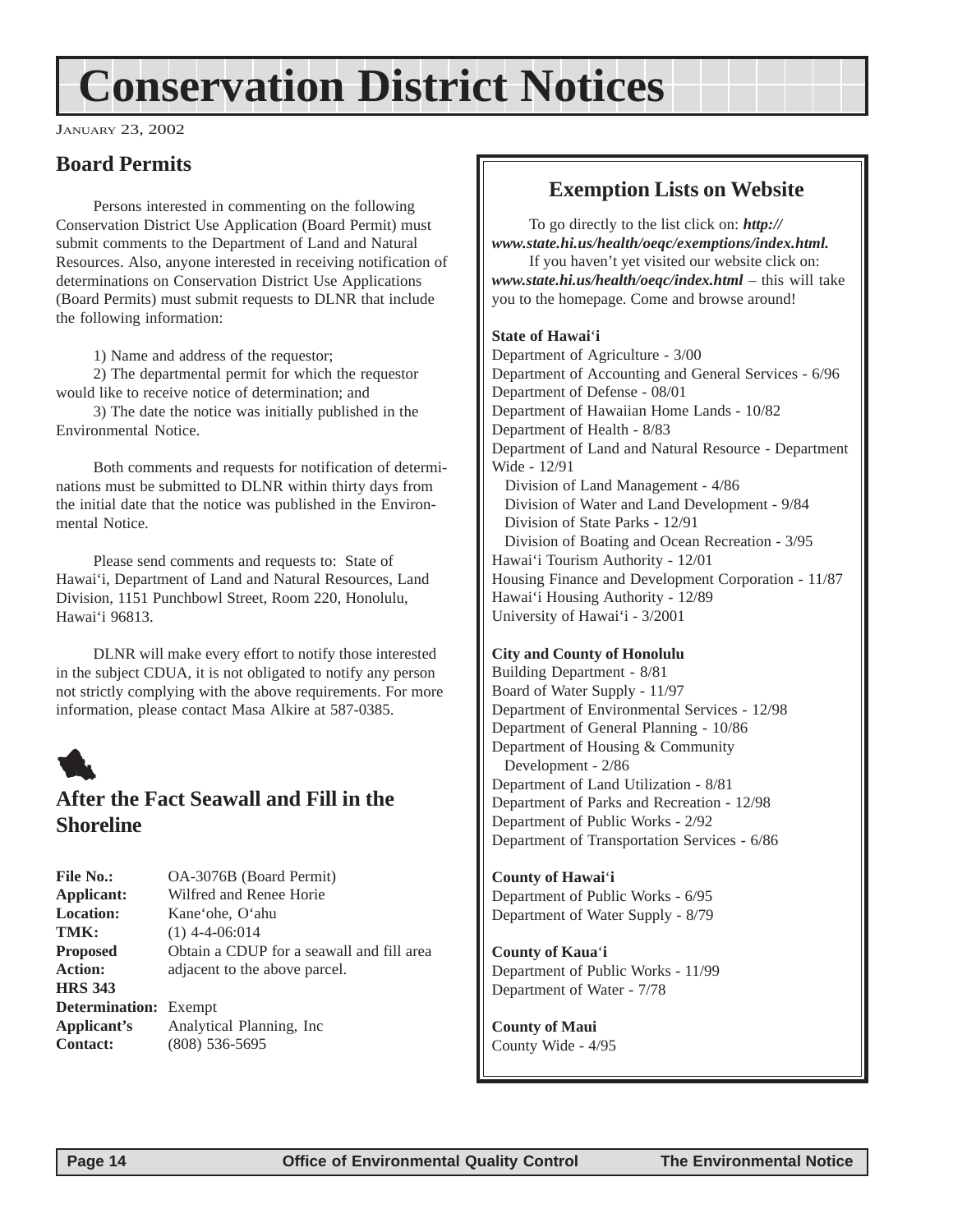// Conservation District Notices

January 23, 2002

## Board Permits

Persons interested in commenting on the following Conservation District Use Application (Board Permit) must submit comments to the Department of Land and Natural Resources. Also, anyone interested in receiving notification of determinations on Conservation District Use Applications (Board Permits) must submit requests to DLNR that include the following information:

1) Name and address of the requestor;

2) The departmental permit for which the requestor would like to receive notice of determination; and

3) The date the notice was initially published in the Environmental Notice.

Both comments and requests for notification of determinations must be submitted to DLNR within thirty days from the initial date that the notice was published in the Environmental Notice.

Please send comments and requests to: State of Hawai'i, Department of Land and Natural Resources, Land Division, 1151 Punchbowl Street, Room 220, Honolulu, Hawai'i 96813.

DLNR will make every effort to notify those interested in the subject CDUA, it is not obligated to notify any person not strictly complying with the above requirements. For more information, please contact Masa Alkire at 587-0385.

## After the Fact Seawall and Fill in the Shoreline

**File No.:** OA-3076B (Board Permit)
**Applicant:** Wilfred and Renee Horie
**Location:** Kane'ohe, O'ahu
**TMK:** (1) 4-4-06:014
**Proposed Action:** Obtain a CDUP for a seawall and fill area adjacent to the above parcel.
**HRS 343 Determination:** Exempt
**Applicant's Contact:** Analytical Planning, Inc (808) 536-5695

## Exemption Lists on Website

To go directly to the list click on: ***http://www.state.hi.us/health/oeqc/exemptions/index.html.***

If you haven't yet visited our website click on: ***www.state.hi.us/health/oeqc/index.html*** – this will take you to the homepage. Come and browse around!

**State of Hawai'i**
Department of Agriculture - 3/00
Department of Accounting and General Services - 6/96
Department of Defense - 08/01
Department of Hawaiian Home Lands - 10/82
Department of Health - 8/83
Department of Land and Natural Resource - Department Wide - 12/91
  Division of Land Management - 4/86
  Division of Water and Land Development - 9/84
  Division of State Parks - 12/91
  Division of Boating and Ocean Recreation - 3/95
Hawai'i Tourism Authority - 12/01
Housing Finance and Development Corporation - 11/87
Hawai'i Housing Authority - 12/89
University of Hawai'i - 3/2001

**City and County of Honolulu**
Building Department - 8/81
Board of Water Supply - 11/97
Department of Environmental Services - 12/98
Department of General Planning - 10/86
Department of Housing & Community Development - 2/86
Department of Land Utilization - 8/81
Department of Parks and Recreation - 12/98
Department of Public Works - 2/92
Department of Transportation Services - 6/86

**County of Hawai'i**
Department of Public Works - 6/95
Department of Water Supply - 8/79

**County of Kaua'i**
Department of Public Works - 11/99
Department of Water - 7/78

**County of Maui**
County Wide - 4/95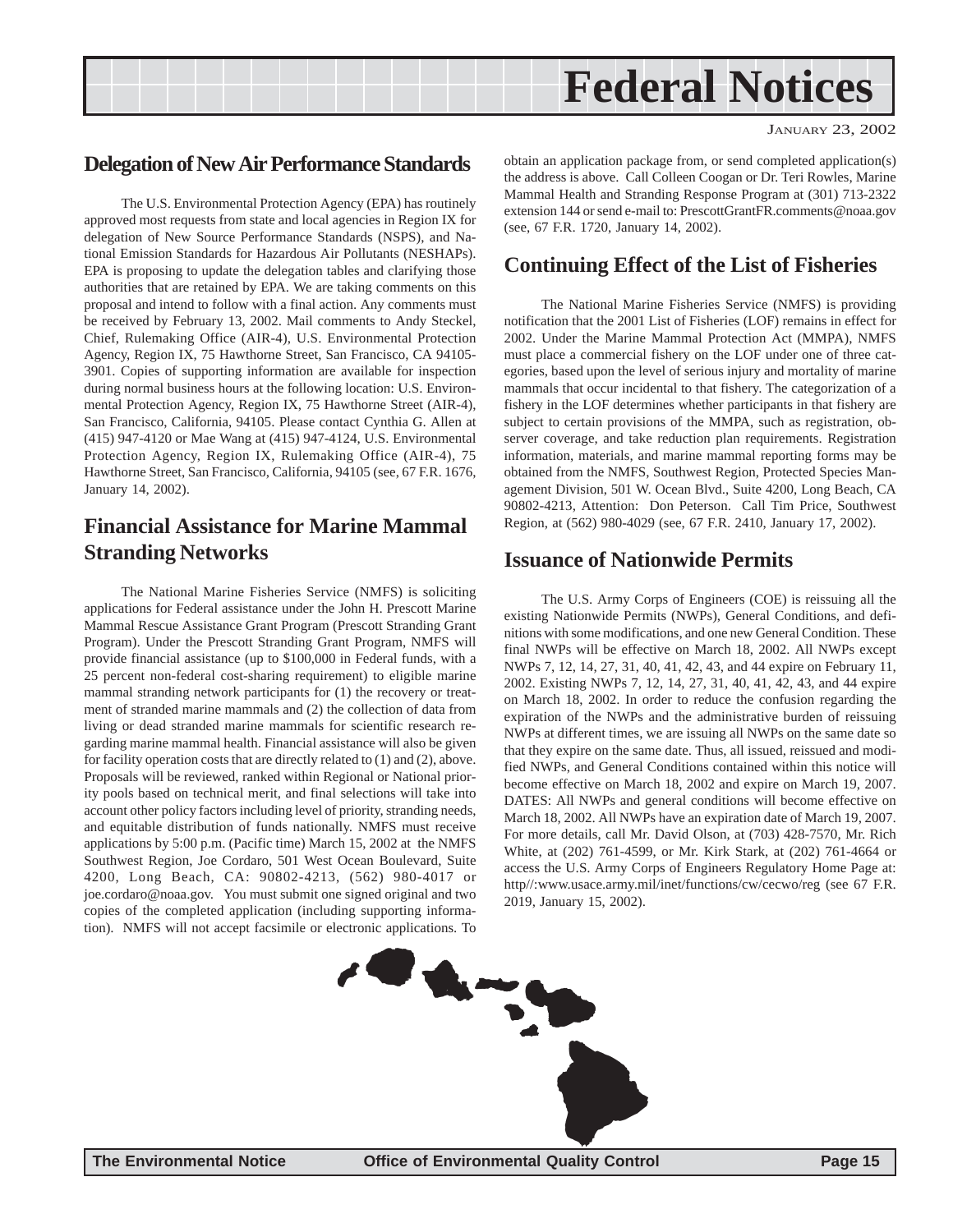# Federal Notices

JANUARY 23, 2002

## Delegation of New Air Performance Standards

The U.S. Environmental Protection Agency (EPA) has routinely approved most requests from state and local agencies in Region IX for delegation of New Source Performance Standards (NSPS), and National Emission Standards for Hazardous Air Pollutants (NESHAPs). EPA is proposing to update the delegation tables and clarifying those authorities that are retained by EPA. We are taking comments on this proposal and intend to follow with a final action. Any comments must be received by February 13, 2002. Mail comments to Andy Steckel, Chief, Rulemaking Office (AIR-4), U.S. Environmental Protection Agency, Region IX, 75 Hawthorne Street, San Francisco, CA 94105-3901. Copies of supporting information are available for inspection during normal business hours at the following location: U.S. Environmental Protection Agency, Region IX, 75 Hawthorne Street (AIR-4), San Francisco, California, 94105. Please contact Cynthia G. Allen at (415) 947-4120 or Mae Wang at (415) 947-4124, U.S. Environmental Protection Agency, Region IX, Rulemaking Office (AIR-4), 75 Hawthorne Street, San Francisco, California, 94105 (see, 67 F.R. 1676, January 14, 2002).

## Financial Assistance for Marine Mammal Stranding Networks

The National Marine Fisheries Service (NMFS) is soliciting applications for Federal assistance under the John H. Prescott Marine Mammal Rescue Assistance Grant Program (Prescott Stranding Grant Program). Under the Prescott Stranding Grant Program, NMFS will provide financial assistance (up to $100,000 in Federal funds, with a 25 percent non-federal cost-sharing requirement) to eligible marine mammal stranding network participants for (1) the recovery or treatment of stranded marine mammals and (2) the collection of data from living or dead stranded marine mammals for scientific research regarding marine mammal health. Financial assistance will also be given for facility operation costs that are directly related to (1) and (2), above. Proposals will be reviewed, ranked within Regional or National priority pools based on technical merit, and final selections will take into account other policy factors including level of priority, stranding needs, and equitable distribution of funds nationally. NMFS must receive applications by 5:00 p.m. (Pacific time) March 15, 2002 at the NMFS Southwest Region, Joe Cordaro, 501 West Ocean Boulevard, Suite 4200, Long Beach, CA: 90802-4213, (562) 980-4017 or joe.cordaro@noaa.gov. You must submit one signed original and two copies of the completed application (including supporting information). NMFS will not accept facsimile or electronic applications. To obtain an application package from, or send completed application(s) the address is above. Call Colleen Coogan or Dr. Teri Rowles, Marine Mammal Health and Stranding Response Program at (301) 713-2322 extension 144 or send e-mail to: PrescottGrantFR.comments@noaa.gov (see, 67 F.R. 1720, January 14, 2002).

## Continuing Effect of the List of Fisheries

The National Marine Fisheries Service (NMFS) is providing notification that the 2001 List of Fisheries (LOF) remains in effect for 2002. Under the Marine Mammal Protection Act (MMPA), NMFS must place a commercial fishery on the LOF under one of three categories, based upon the level of serious injury and mortality of marine mammals that occur incidental to that fishery. The categorization of a fishery in the LOF determines whether participants in that fishery are subject to certain provisions of the MMPA, such as registration, observer coverage, and take reduction plan requirements. Registration information, materials, and marine mammal reporting forms may be obtained from the NMFS, Southwest Region, Protected Species Management Division, 501 W. Ocean Blvd., Suite 4200, Long Beach, CA 90802-4213, Attention: Don Peterson. Call Tim Price, Southwest Region, at (562) 980-4029 (see, 67 F.R. 2410, January 17, 2002).

## Issuance of Nationwide Permits

The U.S. Army Corps of Engineers (COE) is reissuing all the existing Nationwide Permits (NWPs), General Conditions, and definitions with some modifications, and one new General Condition. These final NWPs will be effective on March 18, 2002. All NWPs except NWPs 7, 12, 14, 27, 31, 40, 41, 42, 43, and 44 expire on February 11, 2002. Existing NWPs 7, 12, 14, 27, 31, 40, 41, 42, 43, and 44 expire on March 18, 2002. In order to reduce the confusion regarding the expiration of the NWPs and the administrative burden of reissuing NWPs at different times, we are issuing all NWPs on the same date so that they expire on the same date. Thus, all issued, reissued and modified NWPs, and General Conditions contained within this notice will become effective on March 18, 2002 and expire on March 19, 2007. DATES: All NWPs and general conditions will become effective on March 18, 2002. All NWPs have an expiration date of March 19, 2007. For more details, call Mr. David Olson, at (703) 428-7570, Mr. Rich White, at (202) 761-4599, or Mr. Kirk Stark, at (202) 761-4664 or access the U.S. Army Corps of Engineers Regulatory Home Page at: http//:www.usace.army.mil/inet/functions/cw/cecwo/reg (see 67 F.R. 2019, January 15, 2002).